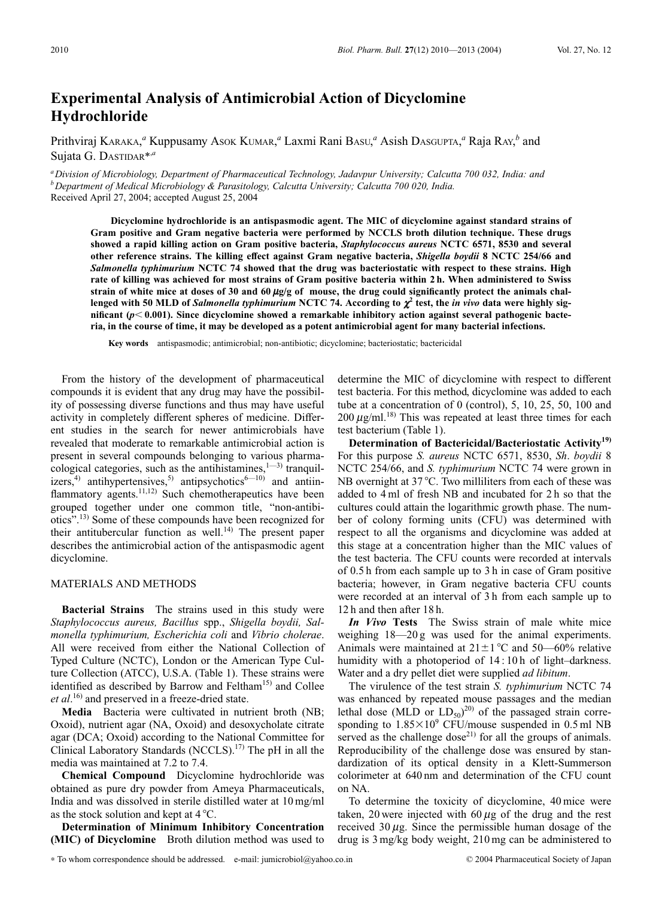# Experimental Analysis of Antimicrobial Action of Dicyclomine Hydrochloride

Prithviraj KARAKA,[a] Kuppusamy ASOK KUMAR,[a] Laxmi Rani BASU,[a] Asish DASGUPTA,[a] Raja RAY,[b] and Sujata G. DASTIDAR*,[a]

[a] Division of Microbiology, Department of Pharmaceutical Technology, Jadavpur University; Calcutta 700 032, India: and [b] Department of Medical Microbiology & Parasitology, Calcutta University; Calcutta 700 020, India.
Received April 27, 2004; accepted August 25, 2004

**Dicyclomine hydrochloride is an antispasmodic agent. The MIC of dicyclomine against standard strains of Gram positive and Gram negative bacteria were performed by NCCLS broth dilution technique. These drugs showed a rapid killing action on Gram positive bacteria, *Staphylococcus aureus* NCTC 6571, 8530 and several other reference strains. The killing effect against Gram negative bacteria, *Shigella boydii* 8 NCTC 254/66 and *Salmonella typhimurium* NCTC 74 showed that the drug was bacteriostatic with respect to these strains. High rate of killing was achieved for most strains of Gram positive bacteria within 2 h. When administered to Swiss strain of white mice at doses of 30 and 60 μg/g of mouse, the drug could significantly protect the animals challenged with 50 MLD of *Salmonella typhimurium* NCTC 74. According to $\chi^2$ test, the *in vivo* data were highly significant ($p < 0.001$). Since dicyclomine showed a remarkable inhibitory action against several pathogenic bacteria, in the course of time, it may be developed as a potent antimicrobial agent for many bacterial infections.**

**Key words** antispasmodic; antimicrobial; non-antibiotic; dicyclomine; bacteriostatic; bactericidal

From the history of the development of pharmaceutical compounds it is evident that any drug may have the possibility of possessing diverse functions and thus may have useful activity in completely different spheres of medicine. Different studies in the search for newer antimicrobials have revealed that moderate to remarkable antimicrobial action is present in several compounds belonging to various pharmacological categories, such as the antihistamines,[1—3] tranquilizers,[4] antihypertensives,[5] antipsychotics[6—10] and antiinflammatory agents.[11,12] Such chemotherapeutics have been grouped together under one common title, "non-antibiotics".[13] Some of these compounds have been recognized for their antitubercular function as well.[14] The present paper describes the antimicrobial action of the antispasmodic agent dicyclomine.

## MATERIALS AND METHODS

**Bacterial Strains** The strains used in this study were *Staphylococcus aureus, Bacillus* spp., *Shigella boydii, Salmonella typhimurium, Escherichia coli* and *Vibrio cholerae*. All were received from either the National Collection of Typed Culture (NCTC), London or the American Type Culture Collection (ATCC), U.S.A. (Table 1). These strains were identified as described by Barrow and Feltham[15] and Collee *et al*.[16] and preserved in a freeze-dried state.

**Media** Bacteria were cultivated in nutrient broth (NB; Oxoid), nutrient agar (NA, Oxoid) and desoxycholate citrate agar (DCA; Oxoid) according to the National Committee for Clinical Laboratory Standards (NCCLS).[17] The pH in all the media was maintained at 7.2 to 7.4.

**Chemical Compound** Dicyclomine hydrochloride was obtained as pure dry powder from Ameya Pharmaceuticals, India and was dissolved in sterile distilled water at 10 mg/ml as the stock solution and kept at 4 °C.

**Determination of Minimum Inhibitory Concentration (MIC) of Dicyclomine** Broth dilution method was used to determine the MIC of dicyclomine with respect to different test bacteria. For this method, dicyclomine was added to each tube at a concentration of 0 (control), 5, 10, 25, 50, 100 and 200 μg/ml.[18] This was repeated at least three times for each test bacterium (Table 1).

**Determination of Bactericidal/Bacteriostatic Activity**[19] For this purpose *S. aureus* NCTC 6571, 8530, *Sh. boydii* 8 NCTC 254/66, and *S. typhimurium* NCTC 74 were grown in NB overnight at 37 °C. Two milliliters from each of these was added to 4 ml of fresh NB and incubated for 2 h so that the cultures could attain the logarithmic growth phase. The number of colony forming units (CFU) was determined with respect to all the organisms and dicyclomine was added at this stage at a concentration higher than the MIC values of the test bacteria. The CFU counts were recorded at intervals of 0.5 h from each sample up to 3 h in case of Gram positive bacteria; however, in Gram negative bacteria CFU counts were recorded at an interval of 3 h from each sample up to 12 h and then after 18 h.

***In Vivo* Tests** The Swiss strain of male white mice weighing 18—20 g was used for the animal experiments. Animals were maintained at 21±1 °C and 50—60% relative humidity with a photoperiod of 14 : 10 h of light–darkness. Water and a dry pellet diet were supplied *ad libitum*.

The virulence of the test strain *S. typhimurium* NCTC 74 was enhanced by repeated mouse passages and the median lethal dose (MLD or $LD_{50}$)[20] of the passaged strain corresponding to $1.85\times10^9$ CFU/mouse suspended in 0.5 ml NB served as the challenge dose[21] for all the groups of animals. Reproducibility of the challenge dose was ensured by standardization of its optical density in a Klett-Summerson colorimeter at 640 nm and determination of the CFU count on NA.

To determine the toxicity of dicyclomine, 40 mice were taken, 20 were injected with 60 μg of the drug and the rest received 30 μg. Since the permissible human dosage of the drug is 3 mg/kg body weight, 210 mg can be administered to

\* To whom correspondence should be addressed. e-mail: jumicrobiol@yahoo.co.in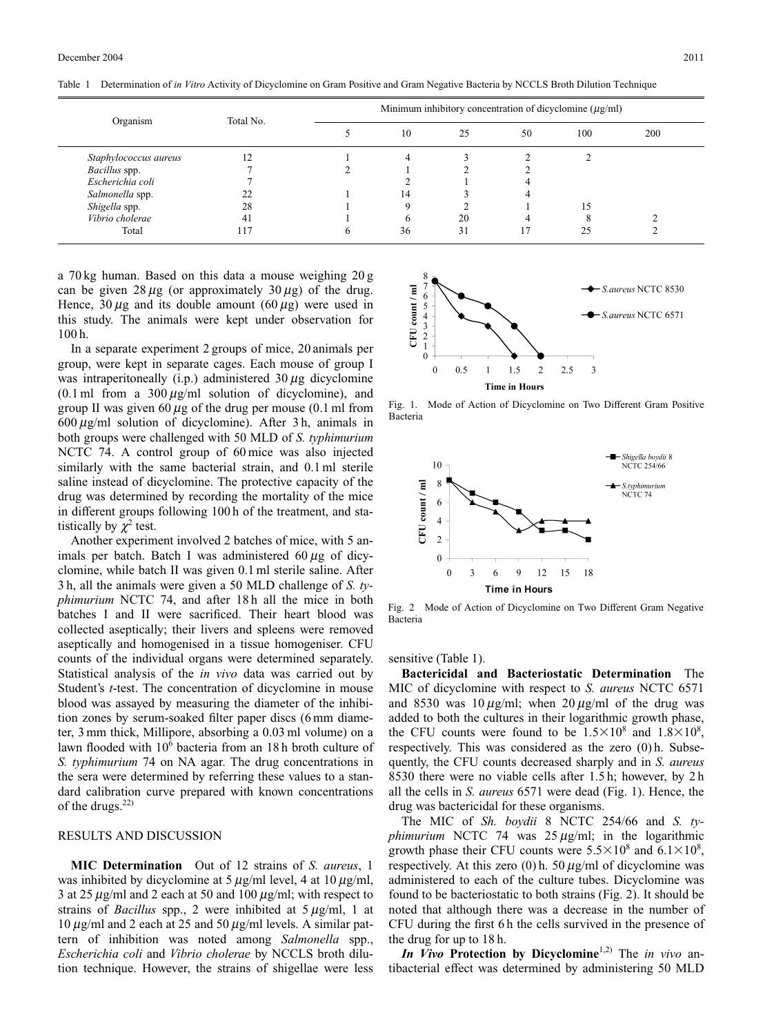Table 1 Determination of *in Vitro* Activity of Dicyclomine on Gram Positive and Gram Negative Bacteria by NCCLS Broth Dilution Technique

| Organism | Total No. | Minimum inhibitory concentration of dicyclomine ($\mu$g/ml) | | | | | |
|---|---|---|---|---|---|---|---|
| | | 5 | 10 | 25 | 50 | 100 | 200 |
| *Staphylococcus aureus* | 12 | 1 | 4 | 3 | 2 | 2 | |
| *Bacillus* spp. | 7 | 2 | 1 | 2 | 2 | | |
| *Escherichia coli* | 7 | | 2 | 1 | 4 | | |
| *Salmonella* spp. | 22 | 1 | 14 | 3 | 4 | | |
| *Shigella* spp. | 28 | 1 | 9 | 2 | 1 | 15 | |
| *Vibrio cholerae* | 41 | 1 | 6 | 20 | 4 | 8 | 2 |
| Total | 117 | 6 | 36 | 31 | 17 | 25 | 2 |

a 70 kg human. Based on this data a mouse weighing 20 g can be given 28 $\mu$g (or approximately 30 $\mu$g) of the drug. Hence, 30 $\mu$g and its double amount (60 $\mu$g) were used in this study. The animals were kept under observation for 100 h.

In a separate experiment 2 groups of mice, 20 animals per group, were kept in separate cages. Each mouse of group I was intraperitoneally (i.p.) administered 30 $\mu$g dicyclomine (0.1 ml from a 300 $\mu$g/ml solution of dicyclomine), and group II was given 60 $\mu$g of the drug per mouse (0.1 ml from 600 $\mu$g/ml solution of dicyclomine). After 3 h, animals in both groups were challenged with 50 MLD of *S. typhimurium* NCTC 74. A control group of 60 mice was also injected similarly with the same bacterial strain, and 0.1 ml sterile saline instead of dicyclomine. The protective capacity of the drug was determined by recording the mortality of the mice in different groups following 100 h of the treatment, and statistically by $\chi^2$ test.

Another experiment involved 2 batches of mice, with 5 animals per batch. Batch I was administered 60 $\mu$g of dicyclomine, while batch II was given 0.1 ml sterile saline. After 3 h, all the animals were given a 50 MLD challenge of *S. typhimurium* NCTC 74, and after 18 h all the mice in both batches I and II were sacrificed. Their heart blood was collected aseptically; their livers and spleens were removed aseptically and homogenised in a tissue homogeniser. CFU counts of the individual organs were determined separately. Statistical analysis of the *in vivo* data was carried out by Student's *t*-test. The concentration of dicyclomine in mouse blood was assayed by measuring the diameter of the inhibition zones by serum-soaked filter paper discs (6 mm diameter, 3 mm thick, Millipore, absorbing a 0.03 ml volume) on a lawn flooded with $10^6$ bacteria from an 18 h broth culture of *S. typhimurium* 74 on NA agar. The drug concentrations in the sera were determined by referring these values to a standard calibration curve prepared with known concentrations of the drugs.[22]

## RESULTS AND DISCUSSION

**MIC Determination** Out of 12 strains of *S. aureus*, 1 was inhibited by dicyclomine at 5 $\mu$g/ml level, 4 at 10 $\mu$g/ml, 3 at 25 $\mu$g/ml and 2 each at 50 and 100 $\mu$g/ml; with respect to strains of *Bacillus* spp., 2 were inhibited at 5 $\mu$g/ml, 1 at 10 $\mu$g/ml and 2 each at 25 and 50 $\mu$g/ml levels. A similar pattern of inhibition was noted among *Salmonella* spp., *Escherichia coli* and *Vibrio cholerae* by NCCLS broth dilution technique. However, the strains of shigellae were less sensitive (Table 1).

Fig. 1. Mode of Action of Dicyclomine on Two Different Gram Positive Bacteria

Fig. 2 Mode of Action of Dicyclomine on Two Different Gram Negative Bacteria

**Bactericidal and Bacteriostatic Determination** The MIC of dicyclomine with respect to *S. aureus* NCTC 6571 and 8530 was 10 $\mu$g/ml; when 20 $\mu$g/ml of the drug was added to both the cultures in their logarithmic growth phase, the CFU counts were found to be $1.5\times10^8$ and $1.8\times10^8$, respectively. This was considered as the zero (0) h. Subsequently, the CFU counts decreased sharply and in *S. aureus* 8530 there were no viable cells after 1.5 h; however, by 2 h all the cells in *S. aureus* 6571 were dead (Fig. 1). Hence, the drug was bactericidal for these organisms.

The MIC of *Sh. boydii* 8 NCTC 254/66 and *S. typhimurium* NCTC 74 was 25 $\mu$g/ml; in the logarithmic growth phase their CFU counts were $5.5\times10^8$ and $6.1\times10^8$, respectively. At this zero (0) h. 50 $\mu$g/ml of dicyclomine was administered to each of the culture tubes. Dicyclomine was found to be bacteriostatic to both strains (Fig. 2). It should be noted that although there was a decrease in the number of CFU during the first 6 h the cells survived in the presence of the drug for up to 18 h.

***In Vivo* Protection by Dicyclomine**[1,2] The *in vivo* antibacterial effect was determined by administering 50 MLD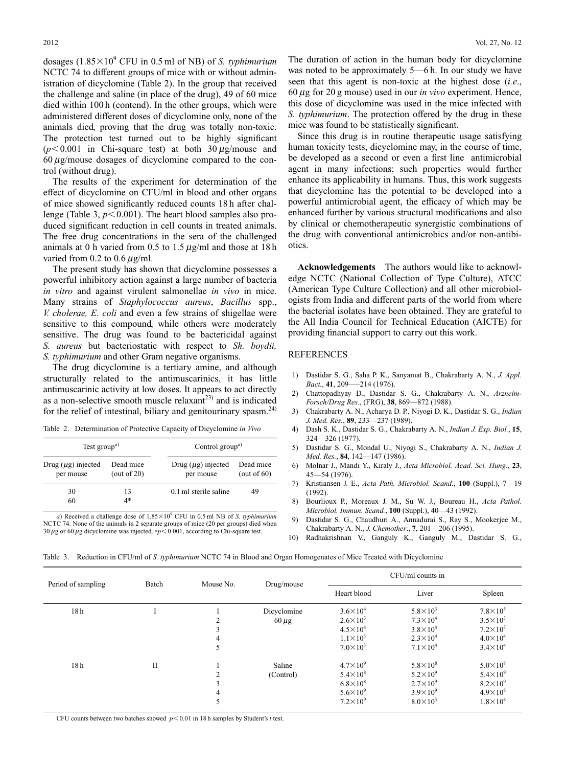dosages ($1.85\times10^9$ CFU in 0.5 ml of NB) of *S. typhimurium* NCTC 74 to different groups of mice with or without administration of dicyclomine (Table 2). In the group that received the challenge and saline (in place of the drug), 49 of 60 mice died within 100 h (contend). In the other groups, which were administered different doses of dicyclomine only, none of the animals died, proving that the drug was totally non-toxic. The protection test turned out to be highly significant ($p<0.001$ in Chi-square test) at both 30 $\mu$g/mouse and 60 $\mu$g/mouse dosages of dicyclomine compared to the control (without drug).

The results of the experiment for determination of the effect of dicyclomine on CFU/ml in blood and other organs of mice showed significantly reduced counts 18 h after challenge (Table 3, $p<0.001$). The heart blood samples also produced significant reduction in cell counts in treated animals. The free drug concentrations in the sera of the challenged animals at 0 h varied from 0.5 to 1.5 $\mu$g/ml and those at 18 h varied from 0.2 to 0.6 $\mu$g/ml.

The present study has shown that dicyclomine possesses a powerful inhibitory action against a large number of bacteria *in vitro* and against virulent salmonellae *in vivo* in mice. Many strains of *Staphylococcus aureus*, *Bacillus* spp., *V. cholerae, E. coli* and even a few strains of shigellae were sensitive to this compound, while others were moderately sensitive. The drug was found to be bactericidal against *S. aureus* but bacteriostatic with respect to *Sh. boydii, S. typhimurium* and other Gram negative organisms.

The drug dicyclomine is a tertiary amine, and although structurally related to the antimuscarinics, it has little antimuscarinic activity at low doses. It appears to act directly as a non-selective smooth muscle relaxant[23] and is indicated for the relief of intestinal, biliary and genitourinary spasm.[24]

Table 2. Determination of Protective Capacity of Dicyclomine *in Vivo*

| Test group[a)] | | Control group[a)] | |
|---|---|---|---|
| Drug ($\mu$g) injected per mouse | Dead mice (out of 20) | Drug ($\mu$g) injected per mouse | Dead mice (out of 60) |
| 30 | 13 | 0.1 ml sterile saline | 49 |
| 60 | 4* | | |

*a*) Received a challenge dose of $1.85\times10^9$ CFU in 0.5 ml NB of *S. typhimurium* NCTC 74. None of the animals in 2 separate groups of mice (20 per groups) died when 30 $\mu$g or 60 $\mu$g dicyclomine was injected, $*p<0.001$, according to Chi-square test.

The duration of action in the human body for dicyclomine was noted to be approximately 5—6 h. In our study we have seen that this agent is non-toxic at the highest dose (*i.e*., 60 $\mu$g for 20 g mouse) used in our *in vivo* experiment. Hence, this dose of dicyclomine was used in the mice infected with *S. typhimurium*. The protection offered by the drug in these mice was found to be statistically significant.

Since this drug is in routine therapeutic usage satisfying human toxicity tests, dicyclomine may, in the course of time, be developed as a second or even a first line antimicrobial agent in many infections; such properties would further enhance its applicability in humans. Thus, this work suggests that dicyclomine has the potential to be developed into a powerful antimicrobial agent, the efficacy of which may be enhanced further by various structural modifications and also by clinical or chemotherapeutic synergistic combinations of the drug with conventional antimicrobics and/or non-antibiotics.

**Acknowledgements** The authors would like to acknowledge NCTC (National Collection of Type Culture), ATCC (American Type Culture Collection) and all other microbiologists from India and different parts of the world from where the bacterial isolates have been obtained. They are grateful to the All India Council for Technical Education (AICTE) for providing financial support to carry out this work.

## REFERENCES

1) Dastidar S. G., Saha P. K., Sanyamat B., Chakrabarty A. N., *J. Appl. Bact.*, **41**, 209—214 (1976).
2) Chattopadhyay D., Dastidar S. G., Chakrabarty A. N., *Arzneim-Forsch/Drug Res.*, (FRG), **38**, 869—872 (1988).
3) Chakrabarty A. N., Acharya D. P., Niyogi D. K., Dastidar S. G., *Indian J. Med. Res.*, **89**, 233—237 (1989).
4) Dash S. K., Dastidar S. G., Chakrabarty A. N., *Indian J. Exp. Biol.*, **15**, 324—326 (1977).
5) Dastidar S. G., Mondal U., Niyogi S., Chakrabarty A. N., *Indian J. Med. Res.*, **84**, 142—147 (1986).
6) Molnar J., Mandi Y., Kiraly J., *Acta Microbiol. Acad. Sci. Hung.*, **23**, 45—54 (1976).
7) Kristiansen J. E., *Acta Path. Microbiol. Scand.*, **100** (Suppl.), 7—19 (1992).
8) Bourlioux P., Moreaux J. M., Su W. J., Boureau H., *Acta Pathol. Microbiol. Immun. Scand.*, **100** (Suppl.), 40—43 (1992).
9) Dastidar S. G., Chaudhuri A., Annadurai S., Ray S., Mookerjee M., Chakrabarty A. N., *J. Chemother*., **7**, 201—206 (1995).
10) Radhakrishnan V., Ganguly K., Ganguly M., Dastidar S. G.,

Table 3. Reduction in CFU/ml of *S. typhimurium* NCTC 74 in Blood and Organ Homogenates of Mice Treated with Dicyclomine

| Period of sampling | Batch | Mouse No. | Drug/mouse | CFU/ml counts in | | |
|---|---|---|---|---|---|---|
| | | | | Heart blood | Liver | Spleen |
| 18 h | I | 1 | Dicyclomine | $3.6\times10^4$ | $5.8\times10^3$ | $7.8\times10^5$ |
| | | 2 | 60 $\mu$g | $2.6\times10^3$ | $7.3\times10^4$ | $3.5\times10^3$ |
| | | 3 | | $4.5\times10^4$ | $3.8\times10^4$ | $7.2\times10^3$ |
| | | 4 | | $1.1\times10^3$ | $2.3\times10^4$ | $4.0\times10^4$ |
| | | 5 | | $7.0\times10^3$ | $7.1\times10^4$ | $3.4\times10^4$ |
| 18 h | II | 1 | Saline | $4.7\times10^9$ | $5.8\times10^8$ | $5.0\times10^8$ |
| | | 2 | (Control) | $5.4\times10^8$ | $5.2\times10^9$ | $5.4\times10^9$ |
| | | 3 | | $6.8\times10^8$ | $2.7\times10^9$ | $8.2\times10^9$ |
| | | 4 | | $5.6\times10^9$ | $3.9\times10^9$ | $4.9\times10^8$ |
| | | 5 | | $7.2\times10^9$ | $8.0\times10^3$ | $1.8\times10^8$ |

CFU counts between two batches showed $p<0.01$ in 18 h samples by Student's *t* test.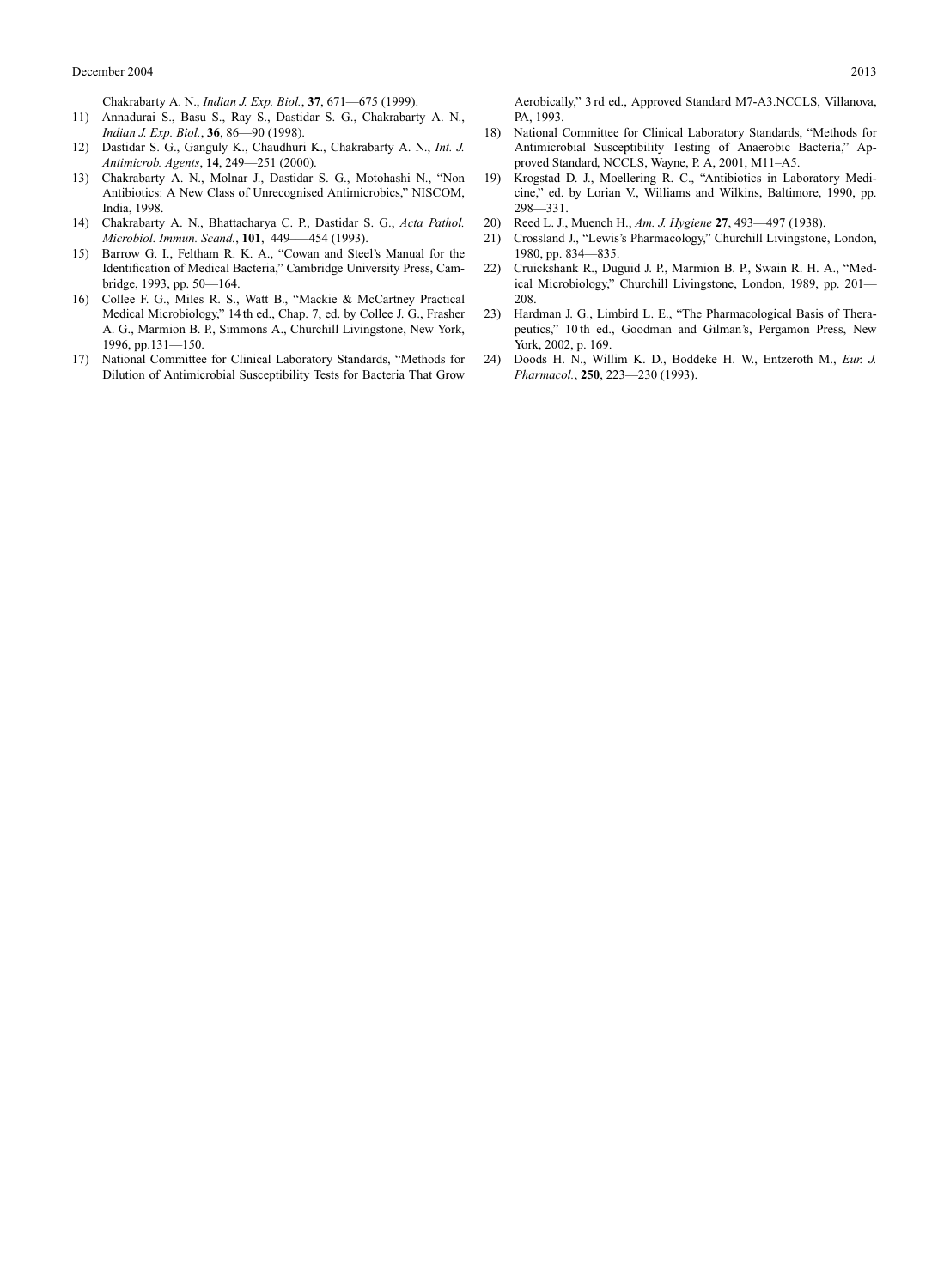Chakrabarty A. N., *Indian J. Exp. Biol.*, **37**, 671—675 (1999).

11) Annadurai S., Basu S., Ray S., Dastidar S. G., Chakrabarty A. N., *Indian J. Exp. Biol.*, **36**, 86—90 (1998).
12) Dastidar S. G., Ganguly K., Chaudhuri K., Chakrabarty A. N., *Int. J. Antimicrob. Agents*, **14**, 249—251 (2000).
13) Chakrabarty A. N., Molnar J., Dastidar S. G., Motohashi N., "Non Antibiotics: A New Class of Unrecognised Antimicrobics," NISCOM, India, 1998.
14) Chakrabarty A. N., Bhattacharya C. P., Dastidar S. G., *Acta Pathol. Microbiol. Immun. Scand.*, **101**, 449—454 (1993).
15) Barrow G. I., Feltham R. K. A., "Cowan and Steel's Manual for the Identification of Medical Bacteria," Cambridge University Press, Cambridge, 1993, pp. 50—164.
16) Collee F. G., Miles R. S., Watt B., "Mackie & McCartney Practical Medical Microbiology," 14 th ed., Chap. 7, ed. by Collee J. G., Frasher A. G., Marmion B. P., Simmons A., Churchill Livingstone, New York, 1996, pp.131—150.
17) National Committee for Clinical Laboratory Standards, "Methods for Dilution of Antimicrobial Susceptibility Tests for Bacteria That Grow Aerobically," 3 rd ed., Approved Standard M7-A3.NCCLS, Villanova, PA, 1993.
18) National Committee for Clinical Laboratory Standards, "Methods for Antimicrobial Susceptibility Testing of Anaerobic Bacteria," Approved Standard, NCCLS, Wayne, P. A, 2001, M11–A5.
19) Krogstad D. J., Moellering R. C., "Antibiotics in Laboratory Medicine," ed. by Lorian V., Williams and Wilkins, Baltimore, 1990, pp. 298—331.
20) Reed L. J., Muench H., *Am. J. Hygiene* **27**, 493—497 (1938).
21) Crossland J., "Lewis's Pharmacology," Churchill Livingstone, London, 1980, pp. 834—835.
22) Cruickshank R., Duguid J. P., Marmion B. P., Swain R. H. A., "Medical Microbiology," Churchill Livingstone, London, 1989, pp. 201—208.
23) Hardman J. G., Limbird L. E., "The Pharmacological Basis of Therapeutics," 10 th ed., Goodman and Gilman's, Pergamon Press, New York, 2002, p. 169.
24) Doods H. N., Willim K. D., Boddeke H. W., Entzeroth M., *Eur. J. Pharmacol.*, **250**, 223—230 (1993).